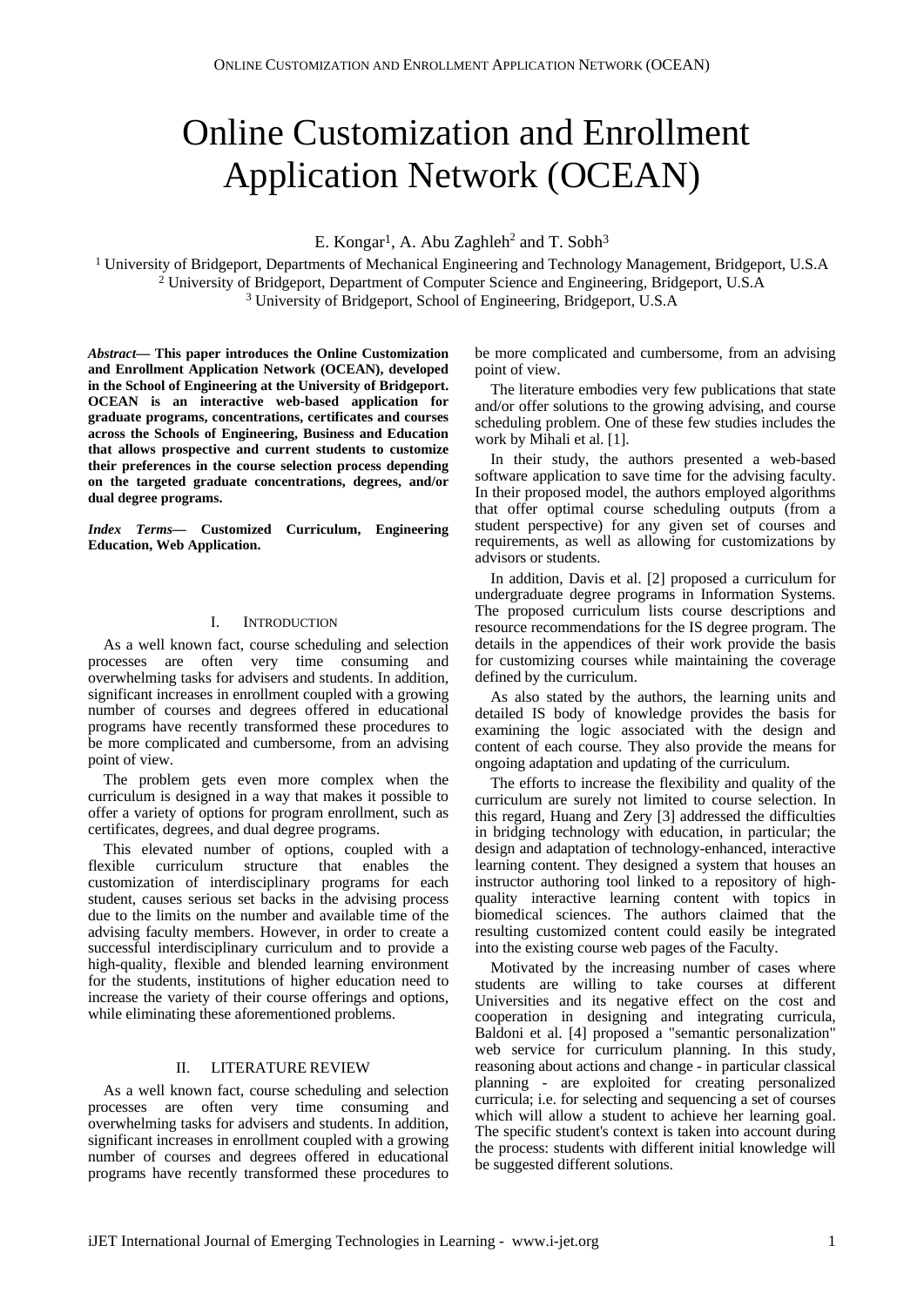# Online Customization and Enrollment Application Network (OCEAN)

E. Kongar[1], A. Abu Zaghleh[2] and T. Sobh[3]

[1] University of Bridgeport, Departments of Mechanical Engineering and Technology Management, Bridgeport, U.S.A
[2] University of Bridgeport, Department of Computer Science and Engineering, Bridgeport, U.S.A
[3] University of Bridgeport, School of Engineering, Bridgeport, U.S.A

***Abstract*— This paper introduces the Online Customization and Enrollment Application Network (OCEAN), developed in the School of Engineering at the University of Bridgeport. OCEAN is an interactive web-based application for graduate programs, concentrations, certificates and courses across the Schools of Engineering, Business and Education that allows prospective and current students to customize their preferences in the course selection process depending on the targeted graduate concentrations, degrees, and/or dual degree programs.**

***Index Terms*— Customized Curriculum, Engineering Education, Web Application.**

## I. Introduction

As a well known fact, course scheduling and selection processes are often very time consuming and overwhelming tasks for advisers and students. In addition, significant increases in enrollment coupled with a growing number of courses and degrees offered in educational programs have recently transformed these procedures to be more complicated and cumbersome, from an advising point of view.

The problem gets even more complex when the curriculum is designed in a way that makes it possible to offer a variety of options for program enrollment, such as certificates, degrees, and dual degree programs.

This elevated number of options, coupled with a flexible curriculum structure that enables the customization of interdisciplinary programs for each student, causes serious set backs in the advising process due to the limits on the number and available time of the advising faculty members. However, in order to create a successful interdisciplinary curriculum and to provide a high-quality, flexible and blended learning environment for the students, institutions of higher education need to increase the variety of their course offerings and options, while eliminating these aforementioned problems.

## II. Literature Review

As a well known fact, course scheduling and selection processes are often very time consuming and overwhelming tasks for advisers and students. In addition, significant increases in enrollment coupled with a growing number of courses and degrees offered in educational programs have recently transformed these procedures to be more complicated and cumbersome, from an advising point of view.

The literature embodies very few publications that state and/or offer solutions to the growing advising, and course scheduling problem. One of these few studies includes the work by Mihali et al. [1].

In their study, the authors presented a web-based software application to save time for the advising faculty. In their proposed model, the authors employed algorithms that offer optimal course scheduling outputs (from a student perspective) for any given set of courses and requirements, as well as allowing for customizations by advisors or students.

In addition, Davis et al. [2] proposed a curriculum for undergraduate degree programs in Information Systems. The proposed curriculum lists course descriptions and resource recommendations for the IS degree program. The details in the appendices of their work provide the basis for customizing courses while maintaining the coverage defined by the curriculum.

As also stated by the authors, the learning units and detailed IS body of knowledge provides the basis for examining the logic associated with the design and content of each course. They also provide the means for ongoing adaptation and updating of the curriculum.

The efforts to increase the flexibility and quality of the curriculum are surely not limited to course selection. In this regard, Huang and Zery [3] addressed the difficulties in bridging technology with education, in particular; the design and adaptation of technology-enhanced, interactive learning content. They designed a system that houses an instructor authoring tool linked to a repository of high-quality interactive learning content with topics in biomedical sciences. The authors claimed that the resulting customized content could easily be integrated into the existing course web pages of the Faculty.

Motivated by the increasing number of cases where students are willing to take courses at different Universities and its negative effect on the cost and cooperation in designing and integrating curricula, Baldoni et al. [4] proposed a "semantic personalization" web service for curriculum planning. In this study, reasoning about actions and change - in particular classical planning - are exploited for creating personalized curricula; i.e. for selecting and sequencing a set of courses which will allow a student to achieve her learning goal. The specific student's context is taken into account during the process: students with different initial knowledge will be suggested different solutions.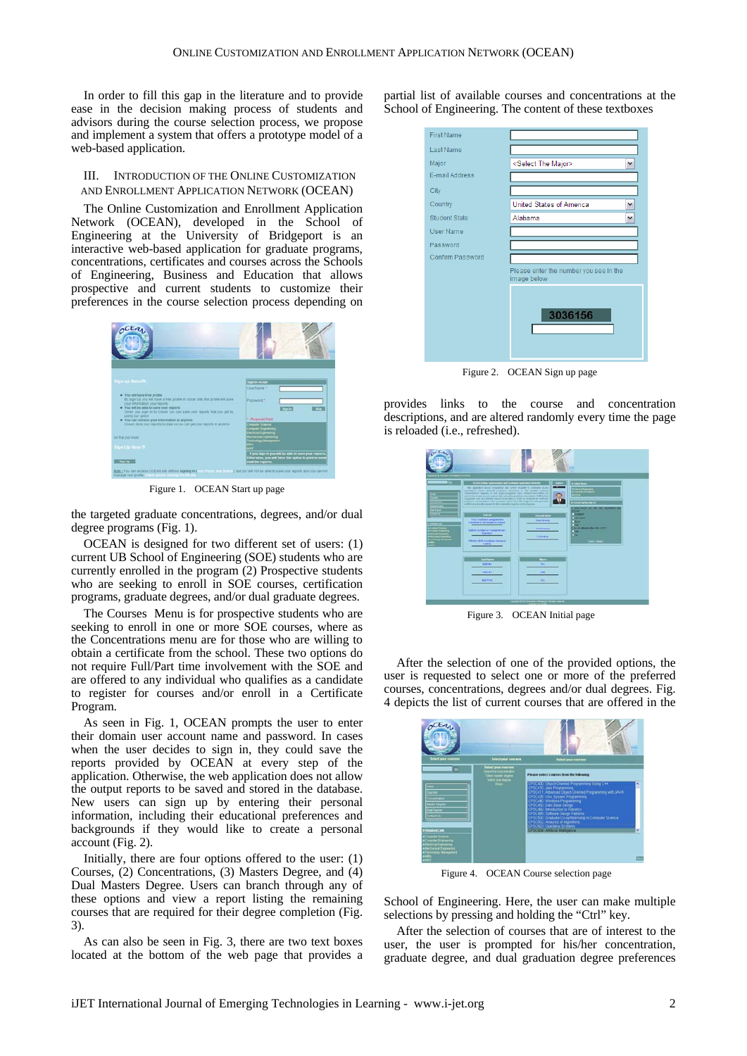In order to fill this gap in the literature and to provide ease in the decision making process of students and advisors during the course selection process, we propose and implement a system that offers a prototype model of a web-based application.

## III. Introduction of the Online Customization and Enrollment Application Network (OCEAN)

The Online Customization and Enrollment Application Network (OCEAN), developed in the School of Engineering at the University of Bridgeport is an interactive web-based application for graduate programs, concentrations, certificates and courses across the Schools of Engineering, Business and Education that allows prospective and current students to customize their preferences in the course selection process depending on the targeted graduate concentrations, degrees, and/or dual degree programs (Fig. 1).

Figure 1. OCEAN Start up page

OCEAN is designed for two different set of users: (1) current UB School of Engineering (SOE) students who are currently enrolled in the program (2) Prospective students who are seeking to enroll in SOE courses, certification programs, graduate degrees, and/or dual graduate degrees.

The Courses Menu is for prospective students who are seeking to enroll in one or more SOE courses, where as the Concentrations menu are for those who are willing to obtain a certificate from the school. These two options do not require Full/Part time involvement with the SOE and are offered to any individual who qualifies as a candidate to register for courses and/or enroll in a Certificate Program.

As seen in Fig. 1, OCEAN prompts the user to enter their domain user account name and password. In cases when the user decides to sign in, they could save the reports provided by OCEAN at every step of the application. Otherwise, the web application does not allow the output reports to be saved and stored in the database. New users can sign up by entering their personal information, including their educational preferences and backgrounds if they would like to create a personal account (Fig. 2).

Initially, there are four options offered to the user: (1) Courses, (2) Concentrations, (3) Masters Degree, and (4) Dual Masters Degree. Users can branch through any of these options and view a report listing the remaining courses that are required for their degree completion (Fig. 3).

As can also be seen in Fig. 3, there are two text boxes located at the bottom of the web page that provides a partial list of available courses and concentrations at the School of Engineering. The content of these textboxes

Figure 2. OCEAN Sign up page

provides links to the course and concentration descriptions, and are altered randomly every time the page is reloaded (i.e., refreshed).

Figure 3. OCEAN Initial page

After the selection of one of the provided options, the user is requested to select one or more of the preferred courses, concentrations, degrees and/or dual degrees. Fig. 4 depicts the list of current courses that are offered in the School of Engineering. Here, the user can make multiple selections by pressing and holding the "Ctrl" key.

Figure 4. OCEAN Course selection page

After the selection of courses that are of interest to the user, the user is prompted for his/her concentration, graduate degree, and dual graduation degree preferences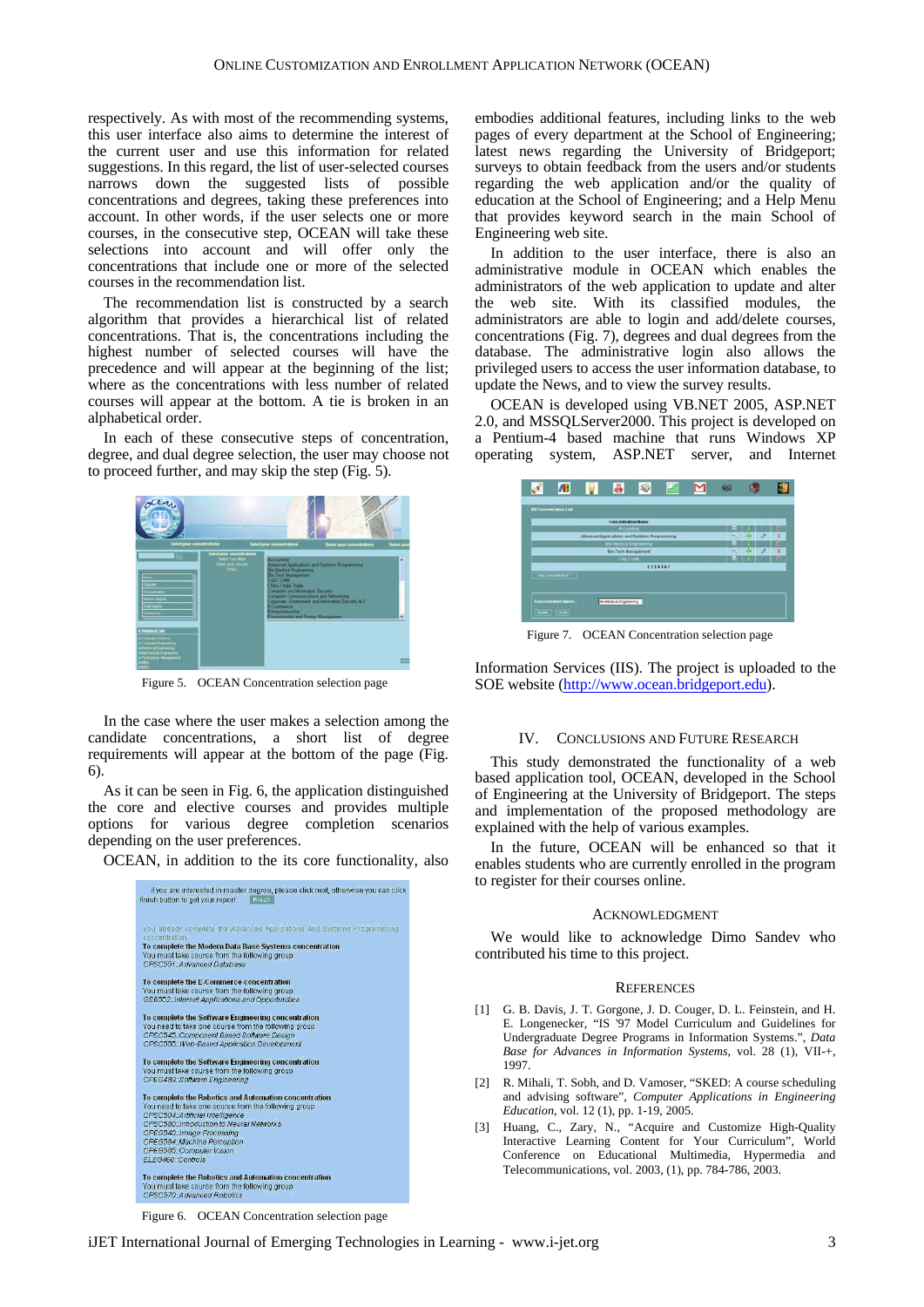respectively. As with most of the recommending systems, this user interface also aims to determine the interest of the current user and use this information for related suggestions. In this regard, the list of user-selected courses narrows down the suggested lists of possible concentrations and degrees, taking these preferences into account. In other words, if the user selects one or more courses, in the consecutive step, OCEAN will take these selections into account and will offer only the concentrations that include one or more of the selected courses in the recommendation list.

The recommendation list is constructed by a search algorithm that provides a hierarchical list of related concentrations. That is, the concentrations including the highest number of selected courses will have the precedence and will appear at the beginning of the list; where as the concentrations with less number of related courses will appear at the bottom. A tie is broken in an alphabetical order.

In each of these consecutive steps of concentration, degree, and dual degree selection, the user may choose not to proceed further, and may skip the step (Fig. 5).

Figure 5. OCEAN Concentration selection page

In the case where the user makes a selection among the candidate concentrations, a short list of degree requirements will appear at the bottom of the page (Fig. 6).

As it can be seen in Fig. 6, the application distinguished the core and elective courses and provides multiple options for various degree completion scenarios depending on the user preferences.

OCEAN, in addition to the its core functionality, also embodies additional features, including links to the web pages of every department at the School of Engineering; latest news regarding the University of Bridgeport; surveys to obtain feedback from the users and/or students regarding the web application and/or the quality of education at the School of Engineering; and a Help Menu that provides keyword search in the main School of Engineering web site.

Figure 6. OCEAN Concentration selection page

In addition to the user interface, there is also an administrative module in OCEAN which enables the administrators of the web application to update and alter the web site. With its classified modules, the administrators are able to login and add/delete courses, concentrations (Fig. 7), degrees and dual degrees from the database. The administrative login also allows the privileged users to access the user information database, to update the News, and to view the survey results.

OCEAN is developed using VB.NET 2005, ASP.NET 2.0, and MSSQLServer2000. This project is developed on a Pentium-4 based machine that runs Windows XP operating system, ASP.NET server, and Internet Information Services (IIS). The project is uploaded to the SOE website (http://www.ocean.bridgeport.edu).

Figure 7. OCEAN Concentration selection page

## IV. Conclusions and Future Research

This study demonstrated the functionality of a web based application tool, OCEAN, developed in the School of Engineering at the University of Bridgeport. The steps and implementation of the proposed methodology are explained with the help of various examples.

In the future, OCEAN will be enhanced so that it enables students who are currently enrolled in the program to register for their courses online.

## Acknowledgment

We would like to acknowledge Dimo Sandev who contributed his time to this project.

## References

[1] G. B. Davis, J. T. Gorgone, J. D. Couger, D. L. Feinstein, and H. E. Longenecker, "IS '97 Model Curriculum and Guidelines for Undergraduate Degree Programs in Information Systems.", *Data Base for Advances in Information Systems*, vol. 28 (1), VII-+, 1997.

[2] R. Mihali, T. Sobh, and D. Vamoser, "SKED: A course scheduling and advising software", *Computer Applications in Engineering Education*, vol. 12 (1), pp. 1-19, 2005.

[3] Huang, C., Zary, N., "Acquire and Customize High-Quality Interactive Learning Content for Your Curriculum", World Conference on Educational Multimedia, Hypermedia and Telecommunications, vol. 2003, (1), pp. 784-786, 2003.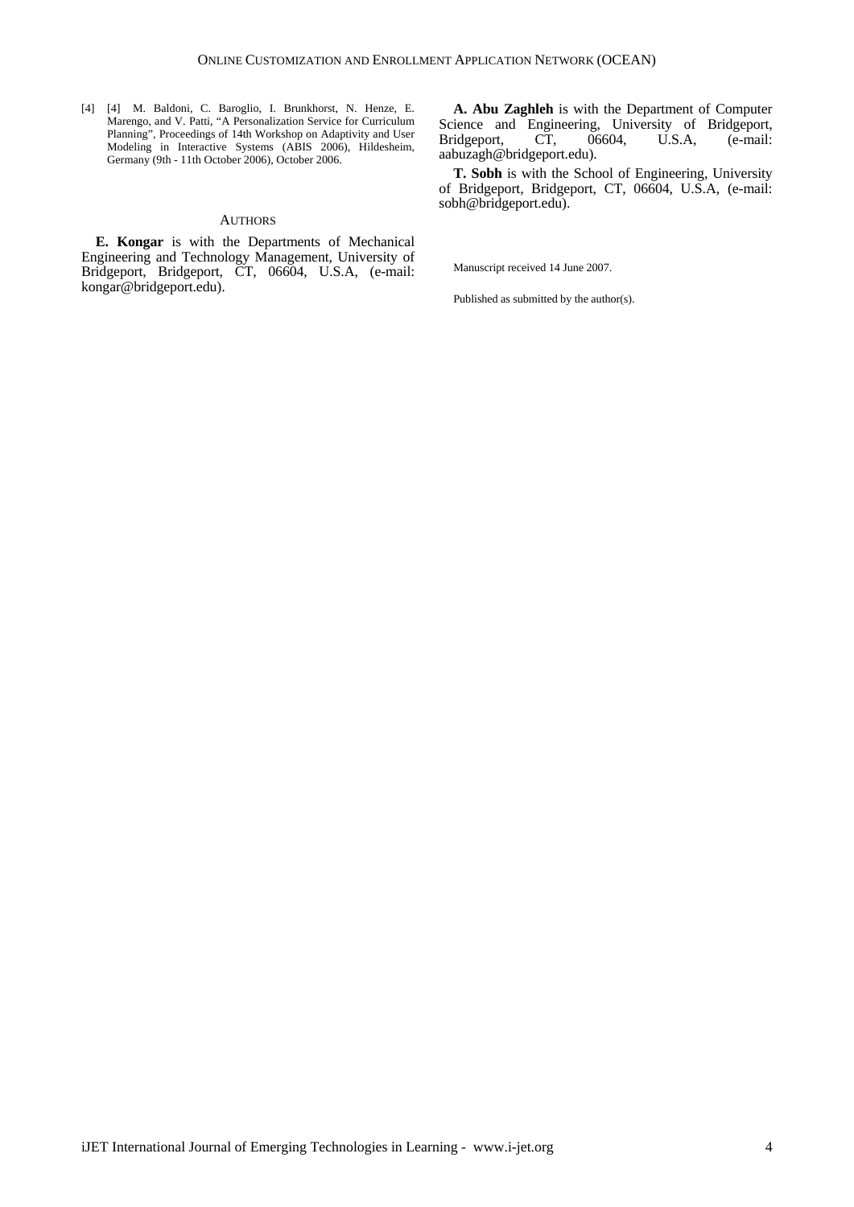[4] [4] M. Baldoni, C. Baroglio, I. Brunkhorst, N. Henze, E. Marengo, and V. Patti, "A Personalization Service for Curriculum Planning", Proceedings of 14th Workshop on Adaptivity and User Modeling in Interactive Systems (ABIS 2006), Hildesheim, Germany (9th - 11th October 2006), October 2006.

## AUTHORS

**E. Kongar** is with the Departments of Mechanical Engineering and Technology Management, University of Bridgeport, Bridgeport, CT, 06604, U.S.A, (e-mail: kongar@bridgeport.edu).

**A. Abu Zaghleh** is with the Department of Computer Science and Engineering, University of Bridgeport, Bridgeport, CT, 06604, U.S.A, (e-mail: aabuzagh@bridgeport.edu).

**T. Sobh** is with the School of Engineering, University of Bridgeport, Bridgeport, CT, 06604, U.S.A, (e-mail: sobh@bridgeport.edu).

Manuscript received 14 June 2007.

Published as submitted by the author(s).